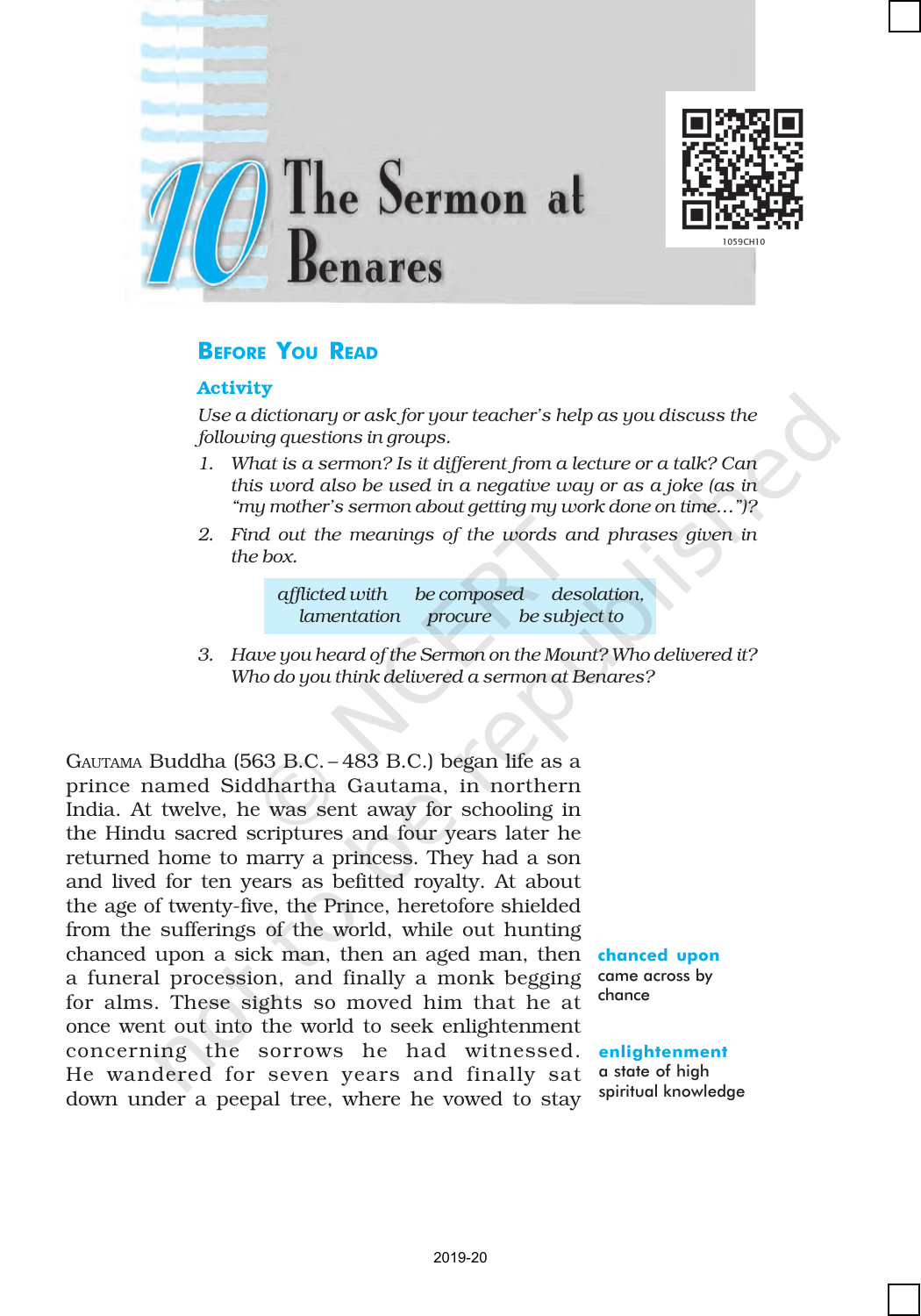# 10 The Sermon at Benares

## Before You Read

### Activity

*Use a dictionary or ask for your teacher's help as you discuss the following questions in groups.*

1. *What is a sermon? Is it different from a lecture or a talk? Can this word also be used in a negative way or as a joke (as in "my mother's sermon about getting my work done on time...")?*
2. *Find out the meanings of the words and phrases given in the box.*

| *afflicted with* | *be composed* | *desolation,* |
|---|---|---|
| *lamentation* | *procure* | *be subject to* |

3. *Have you heard of the Sermon on the Mount? Who delivered it? Who do you think delivered a sermon at Benares?*

Gautama Buddha (563 B.C. – 483 B.C.) began life as a prince named Siddhartha Gautama, in northern India. At twelve, he was sent away for schooling in the Hindu sacred scriptures and four years later he returned home to marry a princess. They had a son and lived for ten years as befitted royalty. At about the age of twenty-five, the Prince, heretofore shielded from the sufferings of the world, while out hunting chanced upon a sick man, then an aged man, then a funeral procession, and finally a monk begging for alms. These sights so moved him that he at once went out into the world to seek enlightenment concerning the sorrows he had witnessed. He wandered for seven years and finally sat down under a peepal tree, where he vowed to stay

**chanced upon** came across by chance

**enlightenment** a state of high spiritual knowledge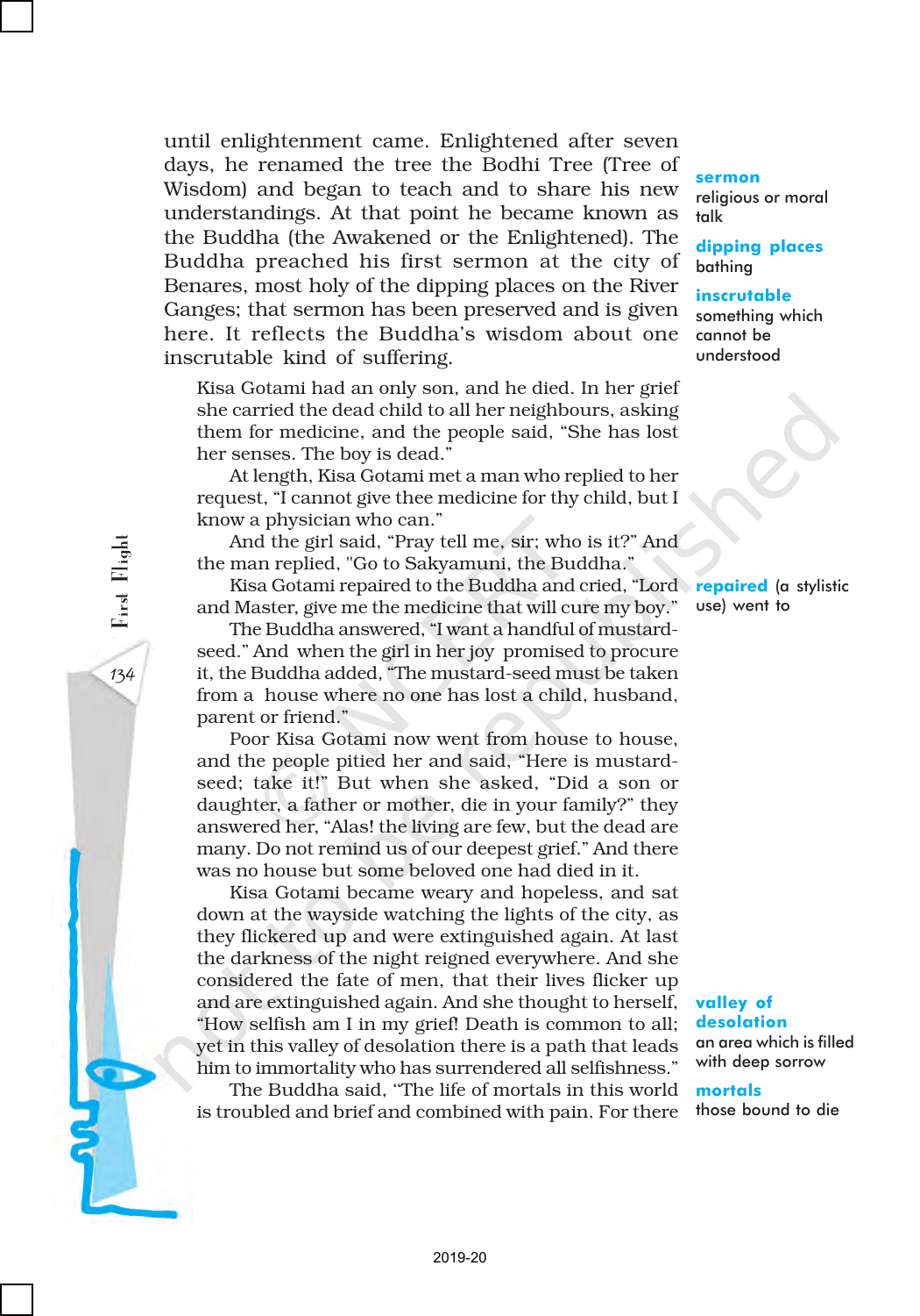until enlightenment came. Enlightened after seven days, he renamed the tree the Bodhi Tree (Tree of Wisdom) and began to teach and to share his new understandings. At that point he became known as the Buddha (the Awakened or the Enlightened). The Buddha preached his first sermon at the city of Benares, most holy of the dipping places on the River Ganges; that sermon has been preserved and is given here. It reflects the Buddha's wisdom about one inscrutable kind of suffering.

> **sermon** religious or moral talk
>
> **dipping places** bathing
>
> **inscrutable** something which cannot be understood

Kisa Gotami had an only son, and he died. In her grief she carried the dead child to all her neighbours, asking them for medicine, and the people said, "She has lost her senses. The boy is dead."

At length, Kisa Gotami met a man who replied to her request, "I cannot give thee medicine for thy child, but I know a physician who can."

And the girl said, "Pray tell me, sir; who is it?" And the man replied, "Go to Sakyamuni, the Buddha."

Kisa Gotami repaired to the Buddha and cried, "Lord and Master, give me the medicine that will cure my boy."

> **repaired** (a stylistic use) went to

The Buddha answered, "I want a handful of mustard-seed." And when the girl in her joy promised to procure it, the Buddha added, "The mustard-seed must be taken from a house where no one has lost a child, husband, parent or friend."

Poor Kisa Gotami now went from house to house, and the people pitied her and said, "Here is mustard-seed; take it!" But when she asked, "Did a son or daughter, a father or mother, die in your family?" they answered her, "Alas! the living are few, but the dead are many. Do not remind us of our deepest grief." And there was no house but some beloved one had died in it.

Kisa Gotami became weary and hopeless, and sat down at the wayside watching the lights of the city, as they flickered up and were extinguished again. At last the darkness of the night reigned everywhere. And she considered the fate of men, that their lives flicker up and are extinguished again. And she thought to herself, "How selfish am I in my grief! Death is common to all; yet in this valley of desolation there is a path that leads him to immortality who has surrendered all selfishness."

> **valley of desolation** an area which is filled with deep sorrow

The Buddha said, "The life of mortals in this world is troubled and brief and combined with pain. For there

> **mortals** those bound to die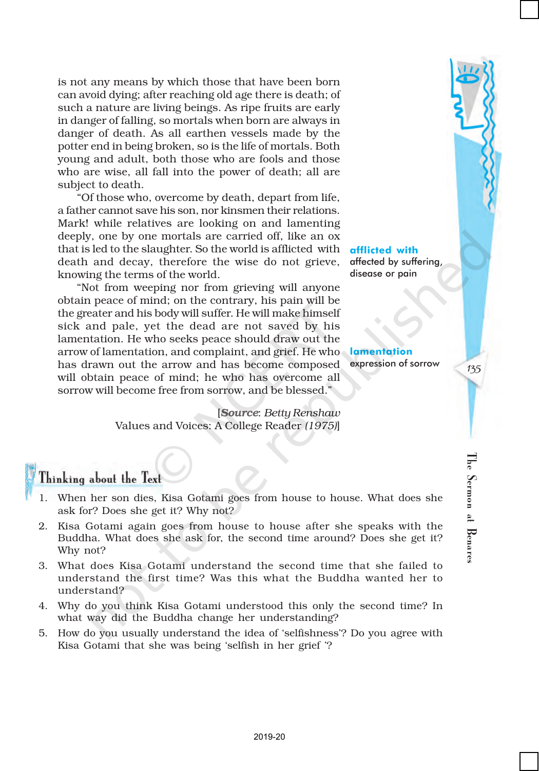is not any means by which those that have been born can avoid dying; after reaching old age there is death; of such a nature are living beings. As ripe fruits are early in danger of falling, so mortals when born are always in danger of death. As all earthen vessels made by the potter end in being broken, so is the life of mortals. Both young and adult, both those who are fools and those who are wise, all fall into the power of death; all are subject to death.

"Of those who, overcome by death, depart from life, a father cannot save his son, nor kinsmen their relations. Mark! while relatives are looking on and lamenting deeply, one by one mortals are carried off, like an ox that is led to the slaughter. So the world is afflicted with death and decay, therefore the wise do not grieve, knowing the terms of the world.

"Not from weeping nor from grieving will anyone obtain peace of mind; on the contrary, his pain will be the greater and his body will suffer. He will make himself sick and pale, yet the dead are not saved by his lamentation. He who seeks peace should draw out the arrow of lamentation, and complaint, and grief. He who has drawn out the arrow and has become composed will obtain peace of mind; he who has overcome all sorrow will become free from sorrow, and be blessed."

**afflicted with**
affected by suffering, disease or pain

**lamentation**
expression of sorrow

[***Source***: *Betty Renshaw*
Values and Voices: A College Reader *(1975)*]

## Thinking about the Text

1. When her son dies, Kisa Gotami goes from house to house. What does she ask for? Does she get it? Why not?
2. Kisa Gotami again goes from house to house after she speaks with the Buddha. What does she ask for, the second time around? Does she get it? Why not?
3. What does Kisa Gotami understand the second time that she failed to understand the first time? Was this what the Buddha wanted her to understand?
4. Why do you think Kisa Gotami understood this only the second time? In what way did the Buddha change her understanding?
5. How do you usually understand the idea of 'selfishness'? Do you agree with Kisa Gotami that she was being 'selfish in her grief '?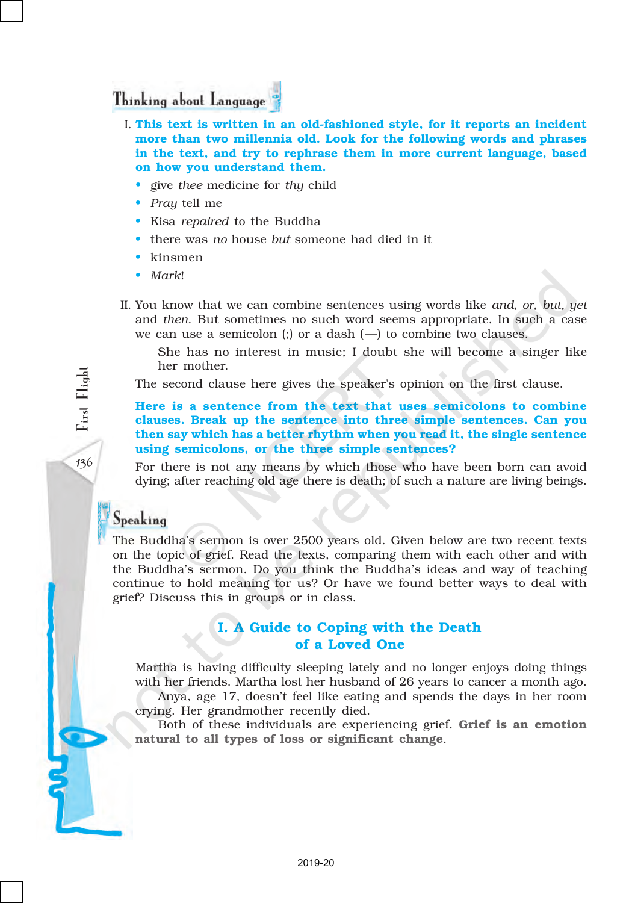## Thinking about Language

I. **This text is written in an old-fashioned style, for it reports an incident more than two millennia old. Look for the following words and phrases in the text, and try to rephrase them in more current language, based on how you understand them.**

- give *thee* medicine for *thy* child
- *Pray* tell me
- Kisa *repaired* to the Buddha
- there was *no* house *but* someone had died in it
- kinsmen
- *Mark*!

II. You know that we can combine sentences using words like *and*, *or*, *but*, *yet* and *then*. But sometimes no such word seems appropriate. In such a case we can use a semicolon (;) or a dash (—) to combine two clauses.

> She has no interest in music; I doubt she will become a singer like her mother.

The second clause here gives the speaker's opinion on the first clause.

**Here is a sentence from the text that uses semicolons to combine clauses. Break up the sentence into three simple sentences. Can you then say which has a better rhythm when you read it, the single sentence using semicolons, or the three simple sentences?**

For there is not any means by which those who have been born can avoid dying; after reaching old age there is death; of such a nature are living beings.

## Speaking

The Buddha's sermon is over 2500 years old. Given below are two recent texts on the topic of grief. Read the texts, comparing them with each other and with the Buddha's sermon. Do you think the Buddha's ideas and way of teaching continue to hold meaning for us? Or have we found better ways to deal with grief? Discuss this in groups or in class.

### I. A Guide to Coping with the Death of a Loved One

Martha is having difficulty sleeping lately and no longer enjoys doing things with her friends. Martha lost her husband of 26 years to cancer a month ago.

Anya, age 17, doesn't feel like eating and spends the days in her room crying. Her grandmother recently died.

Both of these individuals are experiencing grief. **Grief is an emotion natural to all types of loss or significant change**.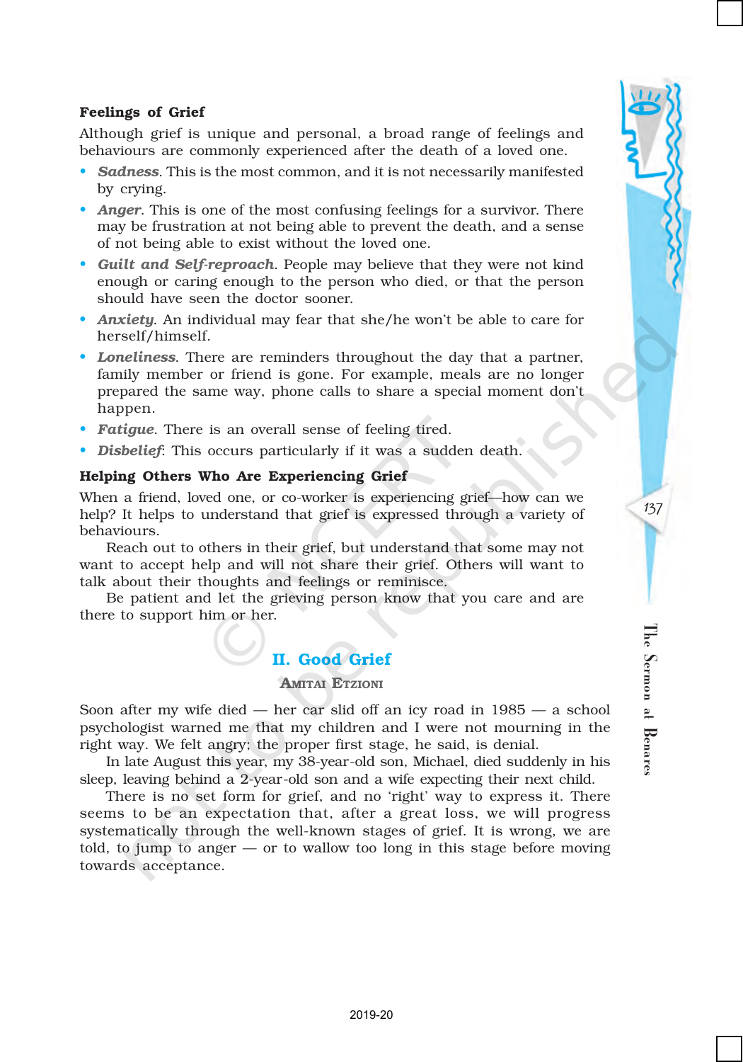### Feelings of Grief

Although grief is unique and personal, a broad range of feelings and behaviours are commonly experienced after the death of a loved one.

- ***Sadness***. This is the most common, and it is not necessarily manifested by crying.
- ***Anger***. This is one of the most confusing feelings for a survivor. There may be frustration at not being able to prevent the death, and a sense of not being able to exist without the loved one.
- ***Guilt and Self-reproach***. People may believe that they were not kind enough or caring enough to the person who died, or that the person should have seen the doctor sooner.
- ***Anxiety***. An individual may fear that she/he won't be able to care for herself/himself.
- ***Loneliness***. There are reminders throughout the day that a partner, family member or friend is gone. For example, meals are no longer prepared the same way, phone calls to share a special moment don't happen.
- ***Fatigue***. There is an overall sense of feeling tired.
- ***Disbelief***: This occurs particularly if it was a sudden death.

### Helping Others Who Are Experiencing Grief

When a friend, loved one, or co-worker is experiencing grief—how can we help? It helps to understand that grief is expressed through a variety of behaviours.

Reach out to others in their grief, but understand that some may not want to accept help and will not share their grief. Others will want to talk about their thoughts and feelings or reminisce.

Be patient and let the grieving person know that you care and are there to support him or her.

## II. Good Grief

**Amitai Etzioni**

Soon after my wife died — her car slid off an icy road in 1985 — a school psychologist warned me that my children and I were not mourning in the right way. We felt angry; the proper first stage, he said, is denial.

In late August this year, my 38-year-old son, Michael, died suddenly in his sleep, leaving behind a 2-year-old son and a wife expecting their next child.

There is no set form for grief, and no 'right' way to express it. There seems to be an expectation that, after a great loss, we will progress systematically through the well-known stages of grief. It is wrong, we are told, to jump to anger — or to wallow too long in this stage before moving towards acceptance.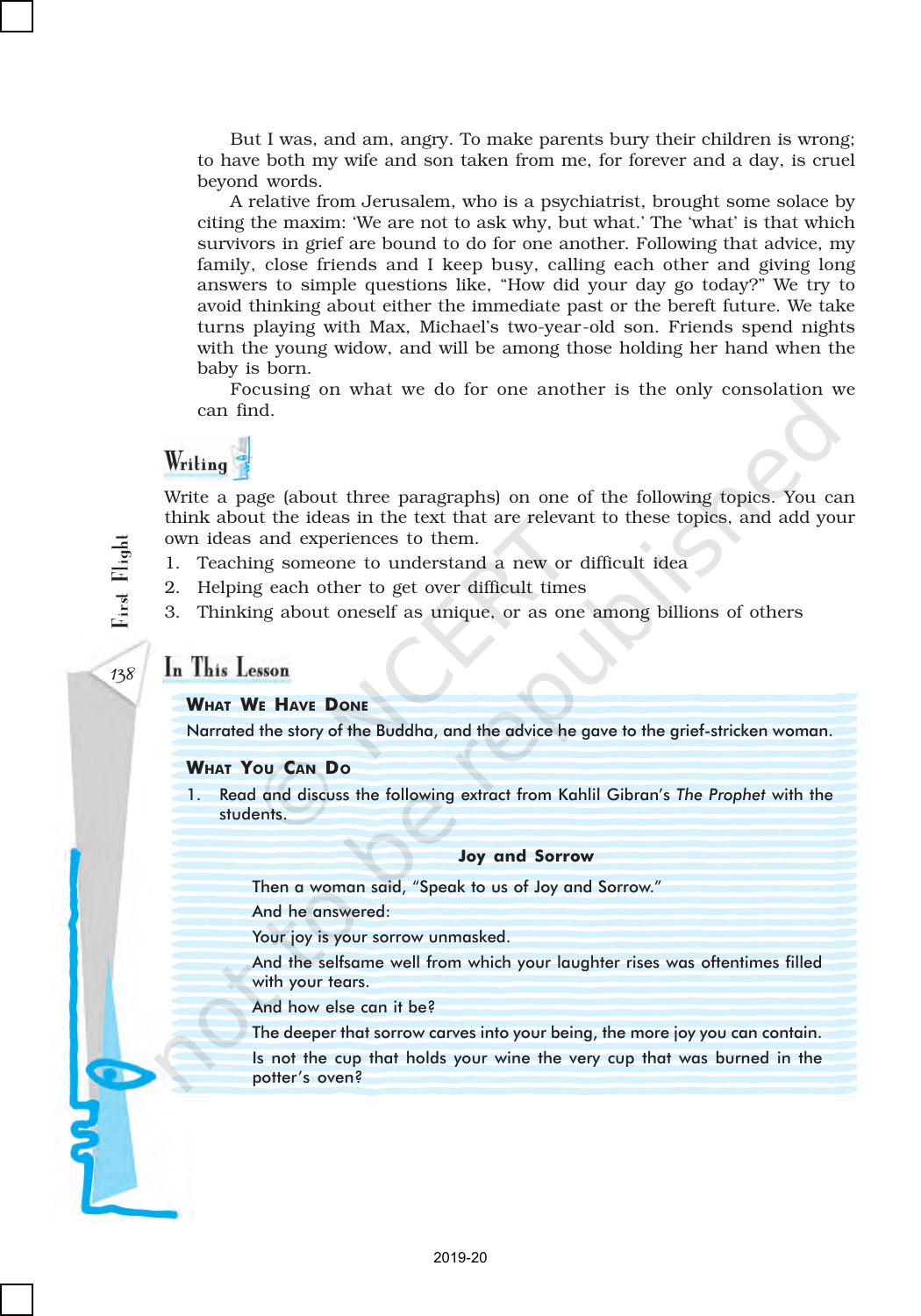But I was, and am, angry. To make parents bury their children is wrong; to have both my wife and son taken from me, for forever and a day, is cruel beyond words.

A relative from Jerusalem, who is a psychiatrist, brought some solace by citing the maxim: 'We are not to ask why, but what.' The 'what' is that which survivors in grief are bound to do for one another. Following that advice, my family, close friends and I keep busy, calling each other and giving long answers to simple questions like, "How did your day go today?" We try to avoid thinking about either the immediate past or the bereft future. We take turns playing with Max, Michael's two-year-old son. Friends spend nights with the young widow, and will be among those holding her hand when the baby is born.

Focusing on what we do for one another is the only consolation we can find.

## Writing

Write a page (about three paragraphs) on one of the following topics. You can think about the ideas in the text that are relevant to these topics, and add your own ideas and experiences to them.

1. Teaching someone to understand a new or difficult idea
2. Helping each other to get over difficult times
3. Thinking about oneself as unique, or as one among billions of others

## In This Lesson

### What We Have Done

Narrated the story of the Buddha, and the advice he gave to the grief-stricken woman.

### What You Can Do

1. Read and discuss the following extract from Kahlil Gibran's *The Prophet* with the students.

**Joy and Sorrow**

Then a woman said, "Speak to us of Joy and Sorrow."

And he answered:

Your joy is your sorrow unmasked.

And the selfsame well from which your laughter rises was oftentimes filled with your tears.

And how else can it be?

The deeper that sorrow carves into your being, the more joy you can contain.

Is not the cup that holds your wine the very cup that was burned in the potter's oven?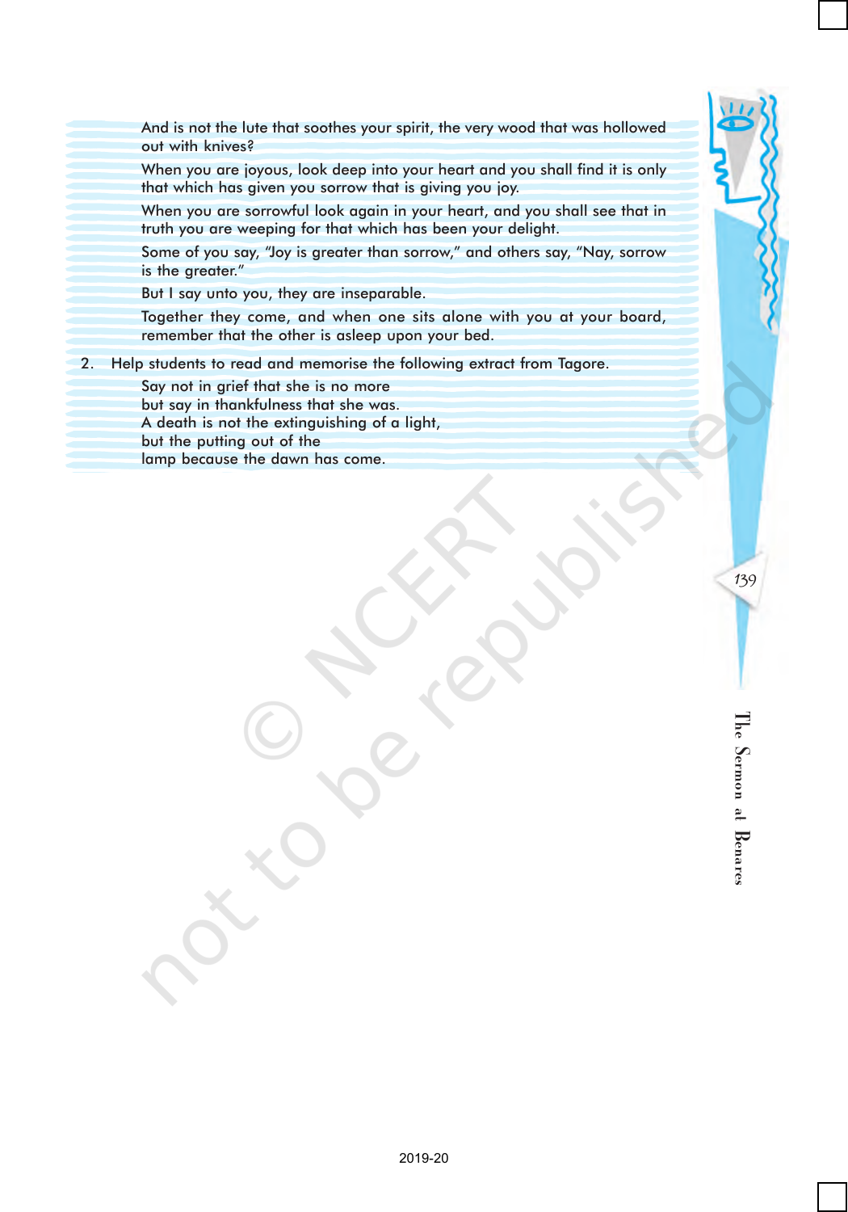And is not the lute that soothes your spirit, the very wood that was hollowed out with knives?

When you are joyous, look deep into your heart and you shall find it is only that which has given you sorrow that is giving you joy.

When you are sorrowful look again in your heart, and you shall see that in truth you are weeping for that which has been your delight.

Some of you say, "Joy is greater than sorrow," and others say, "Nay, sorrow is the greater."

But I say unto you, they are inseparable.

Together they come, and when one sits alone with you at your board, remember that the other is asleep upon your bed.

2. Help students to read and memorise the following extract from Tagore.

   Say not in grief that she is no more
   but say in thankfulness that she was.
   A death is not the extinguishing of a light,
   but the putting out of the
   lamp because the dawn has come.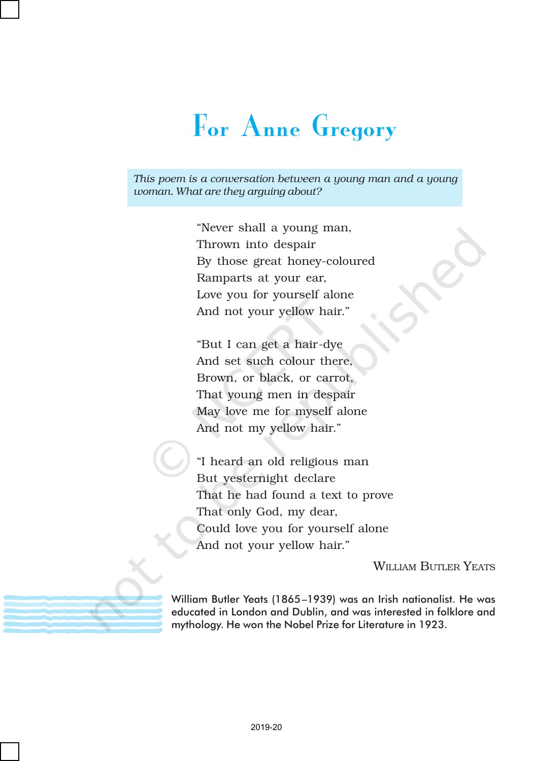# For Anne Gregory

*This poem is a conversation between a young man and a young woman. What are they arguing about?*

"Never shall a young man,  
Thrown into despair  
By those great honey-coloured  
Ramparts at your ear,  
Love you for yourself alone  
And not your yellow hair."

"But I can get a hair-dye  
And set such colour there,  
Brown, or black, or carrot,  
That young men in despair  
May love me for myself alone  
And not my yellow hair."

"I heard an old religious man  
But yesternight declare  
That he had found a text to prove  
That only God, my dear,  
Could love you for yourself alone  
And not your yellow hair."

WILLIAM BUTLER YEATS

William Butler Yeats (1865–1939) was an Irish nationalist. He was educated in London and Dublin, and was interested in folklore and mythology. He won the Nobel Prize for Literature in 1923.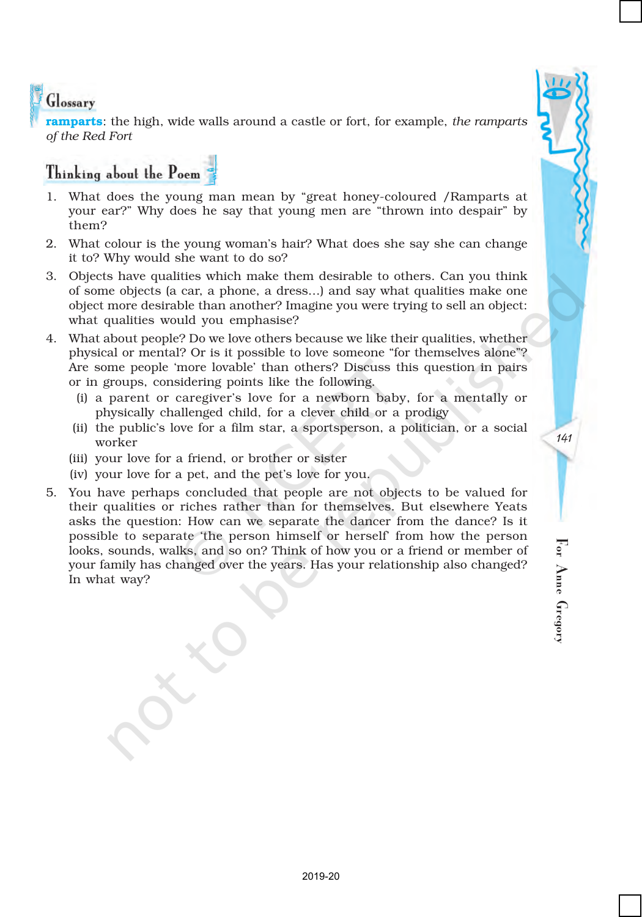## Glossary

**ramparts**: the high, wide walls around a castle or fort, for example, *the ramparts of the Red Fort*

## Thinking about the Poem

1. What does the young man mean by "great honey-coloured /Ramparts at your ear?" Why does he say that young men are "thrown into despair" by them?
2. What colour is the young woman's hair? What does she say she can change it to? Why would she want to do so?
3. Objects have qualities which make them desirable to others. Can you think of some objects (a car, a phone, a dress...) and say what qualities make one object more desirable than another? Imagine you were trying to sell an object: what qualities would you emphasise?
4. What about people? Do we love others because we like their qualities, whether physical or mental? Or is it possible to love someone "for themselves alone"? Are some people 'more lovable' than others? Discuss this question in pairs or in groups, considering points like the following.
   - (i) a parent or caregiver's love for a newborn baby, for a mentally or physically challenged child, for a clever child or a prodigy
   - (ii) the public's love for a film star, a sportsperson, a politician, or a social worker
   - (iii) your love for a friend, or brother or sister
   - (iv) your love for a pet, and the pet's love for you.
5. You have perhaps concluded that people are not objects to be valued for their qualities or riches rather than for themselves. But elsewhere Yeats asks the question: How can we separate the dancer from the dance? Is it possible to separate 'the person himself or herself' from how the person looks, sounds, walks, and so on? Think of how you or a friend or member of your family has changed over the years. Has your relationship also changed? In what way?